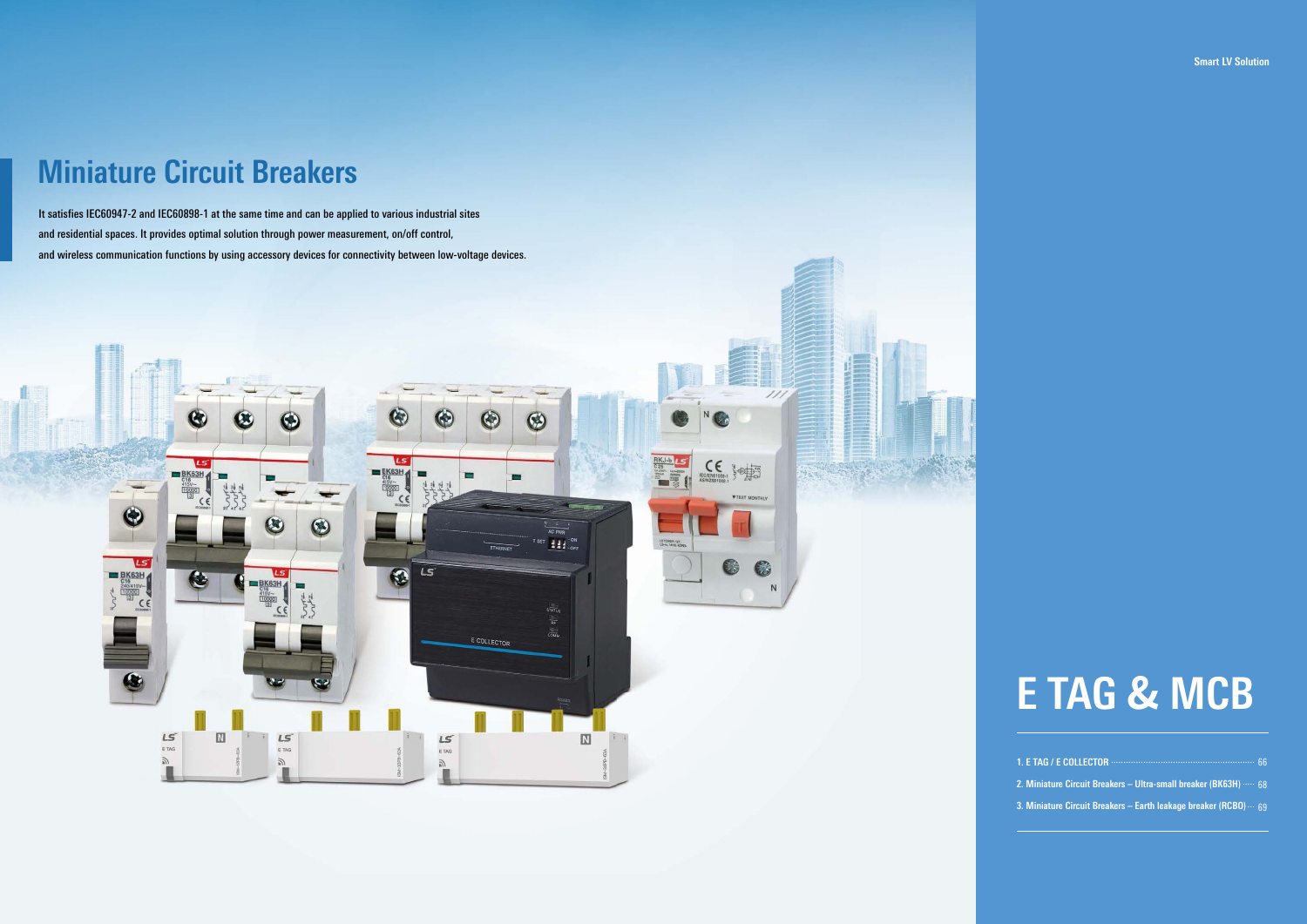# Miniature Circuit Breakers

It satisfies IEC60947-2 and IEC60898-1 at the same time and can be applied to various industrial sites and residential spaces. It provides optimal solution through power measurement, on/off control, and wireless communication functions by using accessory devices for connectivity between low-voltage devices.

# E TAG & MCB

1. E TAG / E COLLECTOR ........ 66
2. Miniature Circuit Breakers – Ultra-small breaker (BK63H) ........ 68
3. Miniature Circuit Breakers – Earth leakage breaker (RCBO) ........ 69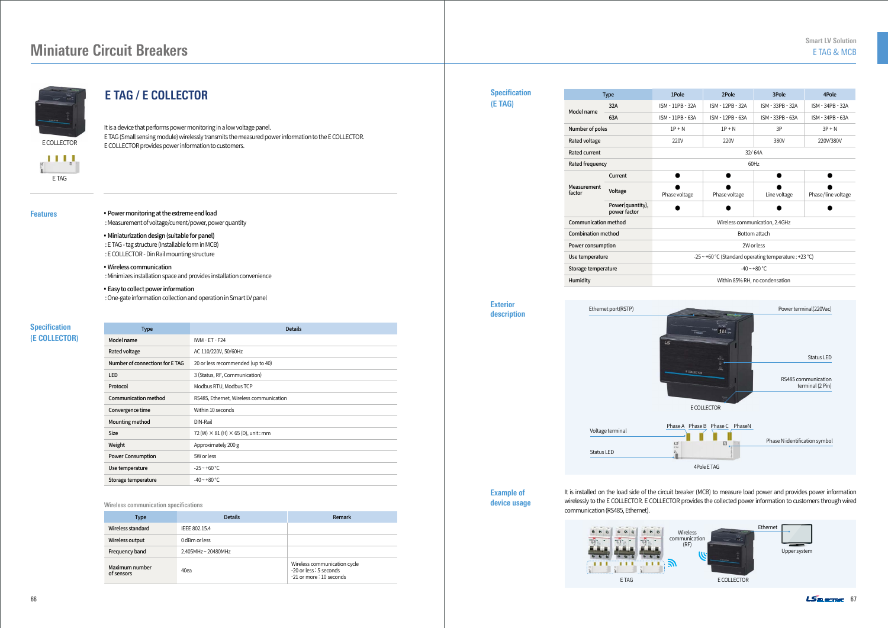# Miniature Circuit Breakers

E COLLECTOR

E TAG

## E TAG / E COLLECTOR

It is a device that performs power monitoring in a low voltage panel.
E TAG (Small sensing module) wirelessly transmits the measured power information to the E COLLECTOR.
E COLLECTOR provides power information to customers.

### Features

- Power monitoring at the extreme end load
  : Measurement of voltage/current/power, power quantity
- Miniaturization design (suitable for panel)
  : E TAG - tag structure (Installable form in MCB)
  : E COLLECTOR - Din Rail mounting structure
- Wireless communication
  : Minimizes installation space and provides installation convenience
- Easy to collect power information
  : One-gate information collection and operation in Smart LV panel

### Specification (E COLLECTOR)

| Type | Details |
|---|---|
| Model name | IWM - ET - F24 |
| Rated voltage | AC 110/220V, 50/60Hz |
| Number of connections for E TAG | 20 or less recommended (up to 40) |
| LED | 3 (Status, RF, Communication) |
| Protocol | Modbus RTU, Modbus TCP |
| Communication method | RS485, Ethernet, Wireless communication |
| Convergence time | Within 10 seconds |
| Mounting method | DIN-Rail |
| Size | 72 (W) × 81 (H) × 65 (D), unit : mm |
| Weight | Approximately 200 g |
| Power Consumption | 5W or less |
| Use temperature | -25 ~ +60 °C |
| Storage temperature | -40 ~ +80 °C |

Wireless communication specifications

| Type | Details | Remark |
|---|---|---|
| Wireless standard | IEEE 802.15.4 | |
| Wireless output | 0 dBm or less | |
| Frequency band | 2.405MHz ~ 20480MHz | |
| Maximum number of sensors | 40ea | Wireless communication cycle<br>-20 or less : 5 seconds<br>-21 or more : 10 seconds |

### Specification (E TAG)

| Type | | 1Pole | 2Pole | 3Pole | 4Pole |
|---|---|---|---|---|---|
| Model name | 32A | ISM - 11PB - 32A | ISM - 12PB - 32A | ISM - 33PB - 32A | ISM - 34PB - 32A |
| | 63A | ISM - 11PB - 63A | ISM - 12PB - 63A | ISM - 33PB - 63A | ISM - 34PB - 63A |
| Number of poles | | 1P + N | 1P + N | 3P | 3P + N |
| Rated voltage | | 220V | 220V | 380V | 220V/380V |
| Rated current | | 32/ 64A | | | |
| Rated frequency | | 60Hz | | | |
| Measurement factor | Current | ● | ● | ● | ● |
| | Voltage | ● Phase voltage | ● Phase voltage | ● Line voltage | ● Phase/ line voltage |
| | Power(quantity), power factor | ● | ● | ● | ● |
| Communication method | | Wireless communication, 2.4GHz | | | |
| Combination method | | Bottom attach | | | |
| Power consumption | | 2W or less | | | |
| Use temperature | | -25 ~ +60 °C (Standard operating temperature : +23 °C) | | | |
| Storage temperature | | -40 ~ +80 °C | | | |
| Humidity | | Within 85% RH, no condensation | | | |

### Exterior description

Ethernet port(RSTP)
Power terminal(220Vac)
Status LED
RS485 communication terminal (2 Pin)
E COLLECTOR

Phase A  Phase B  Phase C  PhaseN
Voltage terminal
Phase N identification symbol
Status LED
4Pole E TAG

### Example of device usage

It is installed on the load side of the circuit breaker (MCB) to measure load power and provides power information wirelessly to the E COLLECTOR. E COLLECTOR provides the collected power information to customers through wired communication (RS485, Ethernet).

Wireless communication (RF)
Ethernet
Upper system
E TAG
E COLLECTOR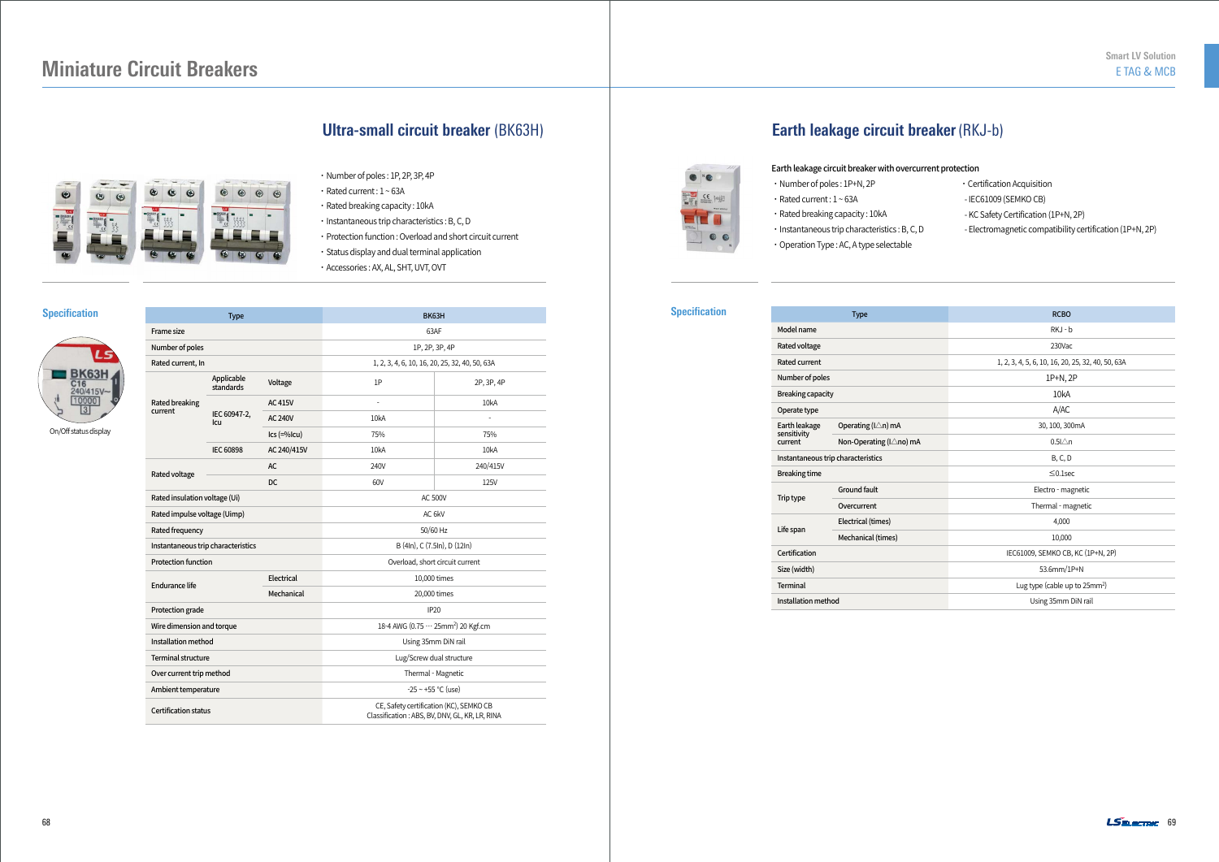# Miniature Circuit Breakers

## Ultra-small circuit breaker (BK63H)

- Number of poles : 1P, 2P, 3P, 4P
- Rated current : 1 ~ 63A
- Rated breaking capacity : 10kA
- Instantaneous trip characteristics : B, C, D
- Protection function : Overload and short circuit current
- Status display and dual terminal application
- Accessories : AX, AL, SHT, UVT, OVT

### Specification

On/Off status display

| Type | | | BK63H | |
|---|---|---|---|---|
| Frame size | | | 63AF | |
| Number of poles | | | 1P, 2P, 3P, 4P | |
| Rated current, In | | | 1, 2, 3, 4, 6, 10, 16, 20, 25, 32, 40, 50, 63A | |
| Rated breaking current | Applicable standards | Voltage | 1P | 2P, 3P, 4P |
| | IEC 60947-2, Icu | AC 415V | - | 10kA |
| | | AC 240V | 10kA | - |
| | | Ics (=%Icu) | 75% | 75% |
| | IEC 60898 | AC 240/415V | 10kA | 10kA |
| Rated voltage | | AC | 240V | 240/415V |
| | | DC | 60V | 125V |
| Rated insulation voltage (Ui) | | | AC 500V | |
| Rated impulse voltage (Uimp) | | | AC 6kV | |
| Rated frequency | | | 50/60 Hz | |
| Instantaneous trip characteristics | | | B (4In), C (7.5In), D (12In) | |
| Protection function | | | Overload, short circuit current | |
| Endurance life | | Electrical | 10,000 times | |
| | | Mechanical | 20,000 times | |
| Protection grade | | | IP20 | |
| Wire dimension and torque | | | 18-4 AWG (0.75 ··· 25mm²) 20 Kgf.cm | |
| Installation method | | | Using 35mm DIN rail | |
| Terminal structure | | | Lug/Screw dual structure | |
| Over current trip method | | | Thermal - Magnetic | |
| Ambient temperature | | | -25 ~ +55 °C (use) | |
| Certification status | | | CE, Safety certification (KC), SEMKO CB Classification : ABS, BV, DNV, GL, KR, LR, RINA | |

## Earth leakage circuit breaker (RKJ-b)

Earth leakage circuit breaker with overcurrent protection

- Number of poles : 1P+N, 2P
- Rated current : 1 ~ 63A
- Rated breaking capacity : 10kA
- Instantaneous trip characteristics : B, C, D
- Operation Type : AC, A type selectable
- Certification Acquisition
  - IEC61009 (SEMKO CB)
  - KC Safety Certification (1P+N, 2P)
  - Electromagnetic compatibility certification (1P+N, 2P)

### Specification

| Type | | RCBO |
|---|---|---|
| Model name | | RKJ - b |
| Rated voltage | | 230Vac |
| Rated current | | 1, 2, 3, 4, 5, 6, 10, 16, 20, 25, 32, 40, 50, 63A |
| Number of poles | | 1P+N, 2P |
| Breaking capacity | | 10kA |
| Operate type | | A/AC |
| Earth leakage sensitivity current | Operating (I△n) mA | 30, 100, 300mA |
| | Non-Operating (I△no) mA | 0.5I△n |
| Instantaneous trip characteristics | | B, C, D |
| Breaking time | | ≤0.1sec |
| Trip type | Ground fault | Electro - magnetic |
| | Overcurrent | Thermal - magnetic |
| Life span | Electrical (times) | 4,000 |
| | Mechanical (times) | 10,000 |
| Certification | | IEC61009, SEMKO CB, KC (1P+N, 2P) |
| Size (width) | | 53.6mm/1P+N |
| Terminal | | Lug type (cable up to 25mm²) |
| Installation method | | Using 35mm DIN rail |